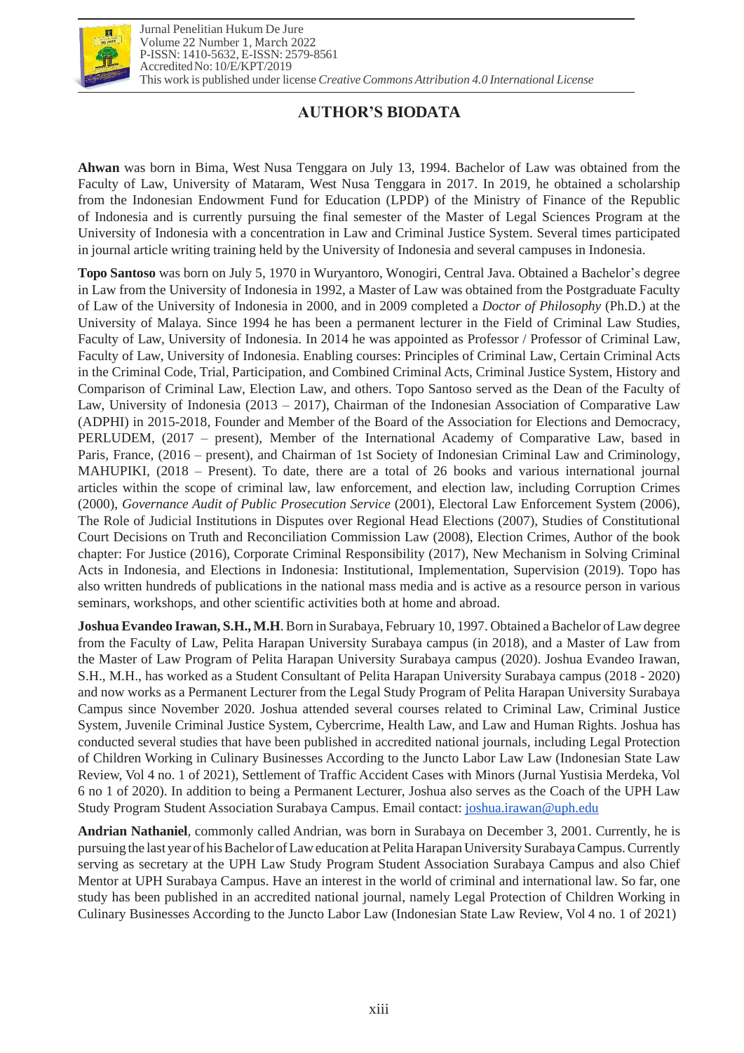# AUTHOR'S BIODATA

**Ahwan** was born in Bima, West Nusa Tenggara on July 13, 1994. Bachelor of Law was obtained from the Faculty of Law, University of Mataram, West Nusa Tenggara in 2017. In 2019, he obtained a scholarship from the Indonesian Endowment Fund for Education (LPDP) of the Ministry of Finance of the Republic of Indonesia and is currently pursuing the final semester of the Master of Legal Sciences Program at the University of Indonesia with a concentration in Law and Criminal Justice System. Several times participated in journal article writing training held by the University of Indonesia and several campuses in Indonesia.

**Topo Santoso** was born on July 5, 1970 in Wuryantoro, Wonogiri, Central Java. Obtained a Bachelor's degree in Law from the University of Indonesia in 1992, a Master of Law was obtained from the Postgraduate Faculty of Law of the University of Indonesia in 2000, and in 2009 completed a *Doctor of Philosophy* (Ph.D.) at the University of Malaya. Since 1994 he has been a permanent lecturer in the Field of Criminal Law Studies, Faculty of Law, University of Indonesia. In 2014 he was appointed as Professor / Professor of Criminal Law, Faculty of Law, University of Indonesia. Enabling courses: Principles of Criminal Law, Certain Criminal Acts in the Criminal Code, Trial, Participation, and Combined Criminal Acts, Criminal Justice System, History and Comparison of Criminal Law, Election Law, and others. Topo Santoso served as the Dean of the Faculty of Law, University of Indonesia (2013 – 2017), Chairman of the Indonesian Association of Comparative Law (ADPHI) in 2015-2018, Founder and Member of the Board of the Association for Elections and Democracy, PERLUDEM, (2017 – present), Member of the International Academy of Comparative Law, based in Paris, France, (2016 – present), and Chairman of 1st Society of Indonesian Criminal Law and Criminology, MAHUPIKI, (2018 – Present). To date, there are a total of 26 books and various international journal articles within the scope of criminal law, law enforcement, and election law, including Corruption Crimes (2000), *Governance Audit of Public Prosecution Service* (2001), Electoral Law Enforcement System (2006), The Role of Judicial Institutions in Disputes over Regional Head Elections (2007), Studies of Constitutional Court Decisions on Truth and Reconciliation Commission Law (2008), Election Crimes, Author of the book chapter: For Justice (2016), Corporate Criminal Responsibility (2017), New Mechanism in Solving Criminal Acts in Indonesia, and Elections in Indonesia: Institutional, Implementation, Supervision (2019). Topo has also written hundreds of publications in the national mass media and is active as a resource person in various seminars, workshops, and other scientific activities both at home and abroad.

**Joshua Evandeo Irawan, S.H., M.H**. Born in Surabaya, February 10, 1997. Obtained a Bachelor of Law degree from the Faculty of Law, Pelita Harapan University Surabaya campus (in 2018), and a Master of Law from the Master of Law Program of Pelita Harapan University Surabaya campus (2020). Joshua Evandeo Irawan, S.H., M.H., has worked as a Student Consultant of Pelita Harapan University Surabaya campus (2018 - 2020) and now works as a Permanent Lecturer from the Legal Study Program of Pelita Harapan University Surabaya Campus since November 2020. Joshua attended several courses related to Criminal Law, Criminal Justice System, Juvenile Criminal Justice System, Cybercrime, Health Law, and Law and Human Rights. Joshua has conducted several studies that have been published in accredited national journals, including Legal Protection of Children Working in Culinary Businesses According to the Juncto Labor Law Law (Indonesian State Law Review, Vol 4 no. 1 of 2021), Settlement of Traffic Accident Cases with Minors (Jurnal Yustisia Merdeka, Vol 6 no 1 of 2020). In addition to being a Permanent Lecturer, Joshua also serves as the Coach of the UPH Law Study Program Student Association Surabaya Campus. Email contact: joshua.irawan@uph.edu

**Andrian Nathaniel**, commonly called Andrian, was born in Surabaya on December 3, 2001. Currently, he is pursuing the last year of his Bachelor of Law education at Pelita Harapan University Surabaya Campus. Currently serving as secretary at the UPH Law Study Program Student Association Surabaya Campus and also Chief Mentor at UPH Surabaya Campus. Have an interest in the world of criminal and international law. So far, one study has been published in an accredited national journal, namely Legal Protection of Children Working in Culinary Businesses According to the Juncto Labor Law (Indonesian State Law Review, Vol 4 no. 1 of 2021)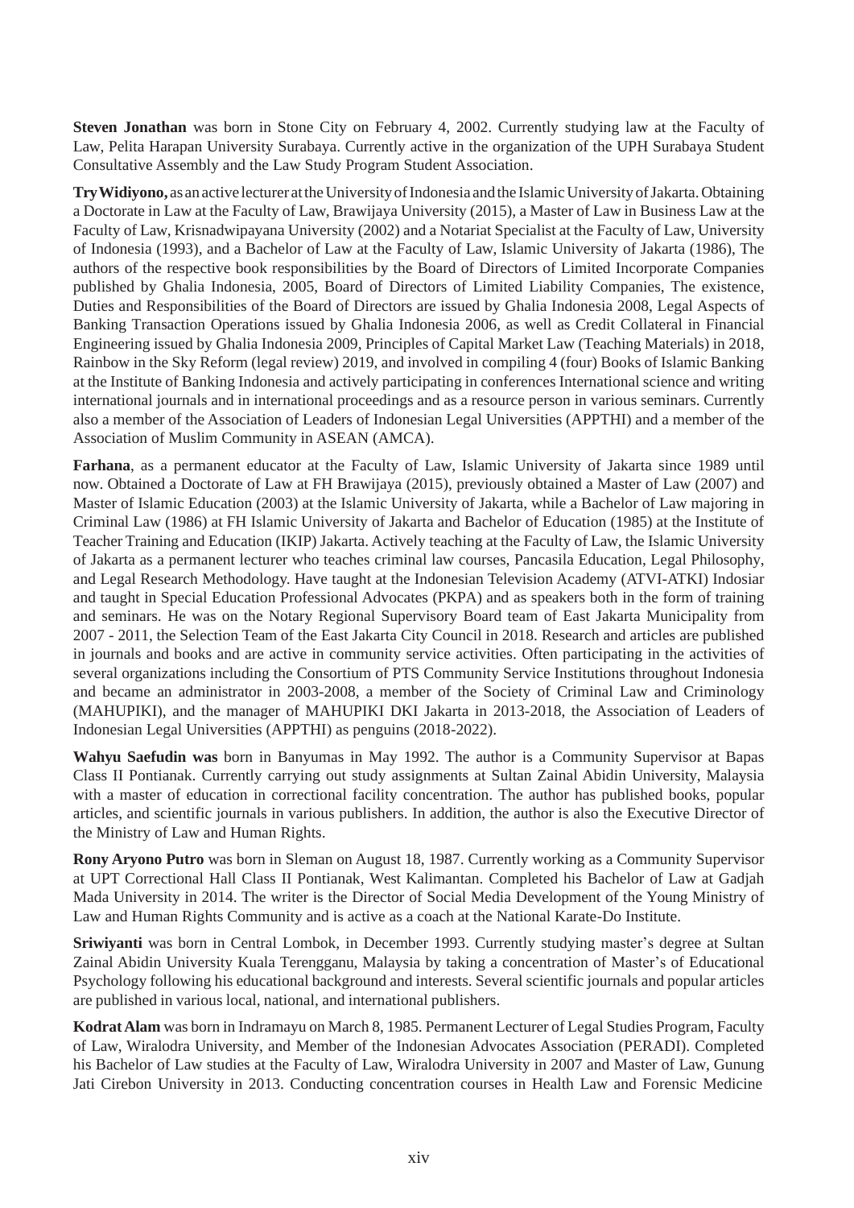**Steven Jonathan** was born in Stone City on February 4, 2002. Currently studying law at the Faculty of Law, Pelita Harapan University Surabaya. Currently active in the organization of the UPH Surabaya Student Consultative Assembly and the Law Study Program Student Association.

**Try Widiyono,** as an active lecturer at the University of Indonesia and the Islamic University of Jakarta. Obtaining a Doctorate in Law at the Faculty of Law, Brawijaya University (2015), a Master of Law in Business Law at the Faculty of Law, Krisnadwipayana University (2002) and a Notariat Specialist at the Faculty of Law, University of Indonesia (1993), and a Bachelor of Law at the Faculty of Law, Islamic University of Jakarta (1986), The authors of the respective book responsibilities by the Board of Directors of Limited Incorporate Companies published by Ghalia Indonesia, 2005, Board of Directors of Limited Liability Companies, The existence, Duties and Responsibilities of the Board of Directors are issued by Ghalia Indonesia 2008, Legal Aspects of Banking Transaction Operations issued by Ghalia Indonesia 2006, as well as Credit Collateral in Financial Engineering issued by Ghalia Indonesia 2009, Principles of Capital Market Law (Teaching Materials) in 2018, Rainbow in the Sky Reform (legal review) 2019, and involved in compiling 4 (four) Books of Islamic Banking at the Institute of Banking Indonesia and actively participating in conferences International science and writing international journals and in international proceedings and as a resource person in various seminars. Currently also a member of the Association of Leaders of Indonesian Legal Universities (APPTHI) and a member of the Association of Muslim Community in ASEAN (AMCA).

**Farhana**, as a permanent educator at the Faculty of Law, Islamic University of Jakarta since 1989 until now. Obtained a Doctorate of Law at FH Brawijaya (2015), previously obtained a Master of Law (2007) and Master of Islamic Education (2003) at the Islamic University of Jakarta, while a Bachelor of Law majoring in Criminal Law (1986) at FH Islamic University of Jakarta and Bachelor of Education (1985) at the Institute of Teacher Training and Education (IKIP) Jakarta. Actively teaching at the Faculty of Law, the Islamic University of Jakarta as a permanent lecturer who teaches criminal law courses, Pancasila Education, Legal Philosophy, and Legal Research Methodology. Have taught at the Indonesian Television Academy (ATVI-ATKI) Indosiar and taught in Special Education Professional Advocates (PKPA) and as speakers both in the form of training and seminars. He was on the Notary Regional Supervisory Board team of East Jakarta Municipality from 2007 - 2011, the Selection Team of the East Jakarta City Council in 2018. Research and articles are published in journals and books and are active in community service activities. Often participating in the activities of several organizations including the Consortium of PTS Community Service Institutions throughout Indonesia and became an administrator in 2003-2008, a member of the Society of Criminal Law and Criminology (MAHUPIKI), and the manager of MAHUPIKI DKI Jakarta in 2013-2018, the Association of Leaders of Indonesian Legal Universities (APPTHI) as penguins (2018-2022).

**Wahyu Saefudin was** born in Banyumas in May 1992. The author is a Community Supervisor at Bapas Class II Pontianak. Currently carrying out study assignments at Sultan Zainal Abidin University, Malaysia with a master of education in correctional facility concentration. The author has published books, popular articles, and scientific journals in various publishers. In addition, the author is also the Executive Director of the Ministry of Law and Human Rights.

**Rony Aryono Putro** was born in Sleman on August 18, 1987. Currently working as a Community Supervisor at UPT Correctional Hall Class II Pontianak, West Kalimantan. Completed his Bachelor of Law at Gadjah Mada University in 2014. The writer is the Director of Social Media Development of the Young Ministry of Law and Human Rights Community and is active as a coach at the National Karate-Do Institute.

**Sriwiyanti** was born in Central Lombok, in December 1993. Currently studying master's degree at Sultan Zainal Abidin University Kuala Terengganu, Malaysia by taking a concentration of Master's of Educational Psychology following his educational background and interests. Several scientific journals and popular articles are published in various local, national, and international publishers.

**Kodrat Alam** was born in Indramayu on March 8, 1985. Permanent Lecturer of Legal Studies Program, Faculty of Law, Wiralodra University, and Member of the Indonesian Advocates Association (PERADI). Completed his Bachelor of Law studies at the Faculty of Law, Wiralodra University in 2007 and Master of Law, Gunung Jati Cirebon University in 2013. Conducting concentration courses in Health Law and Forensic Medicine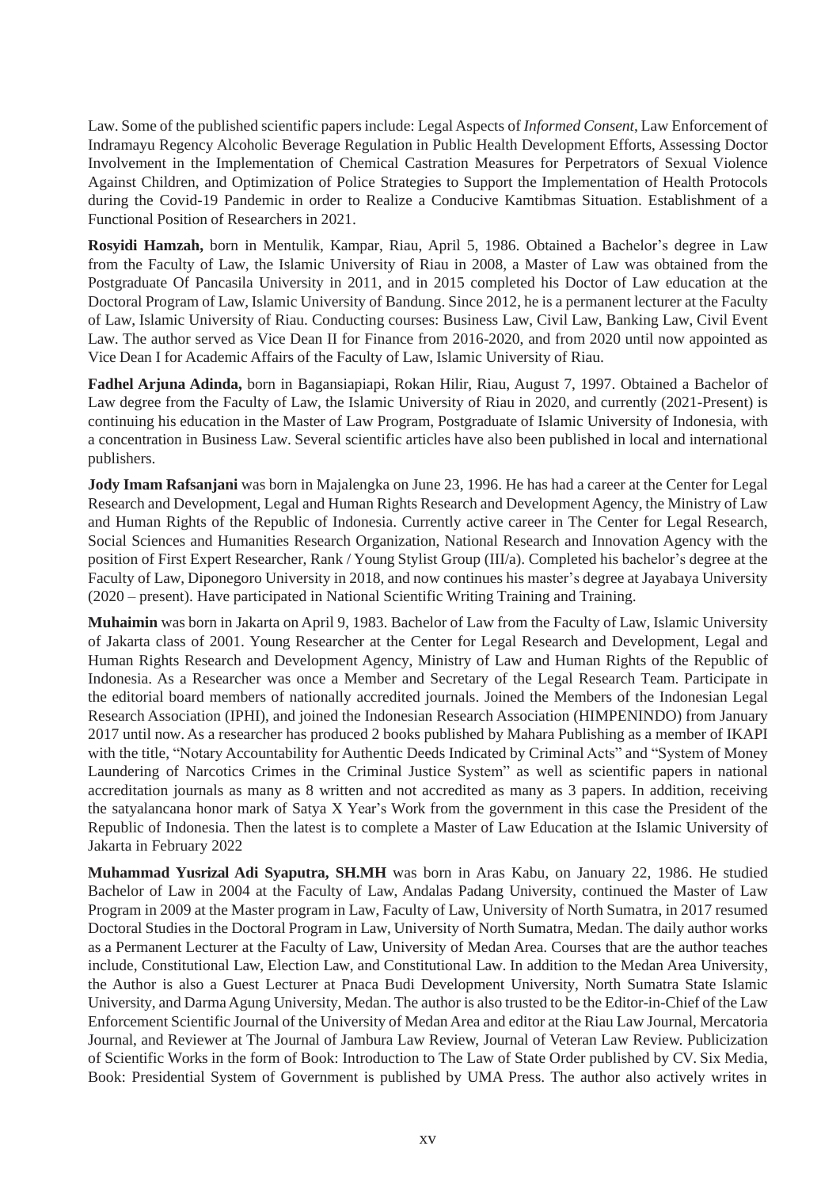Law. Some of the published scientific papers include: Legal Aspects of *Informed Consent*, Law Enforcement of Indramayu Regency Alcoholic Beverage Regulation in Public Health Development Efforts, Assessing Doctor Involvement in the Implementation of Chemical Castration Measures for Perpetrators of Sexual Violence Against Children, and Optimization of Police Strategies to Support the Implementation of Health Protocols during the Covid-19 Pandemic in order to Realize a Conducive Kamtibmas Situation. Establishment of a Functional Position of Researchers in 2021.

**Rosyidi Hamzah,** born in Mentulik, Kampar, Riau, April 5, 1986. Obtained a Bachelor's degree in Law from the Faculty of Law, the Islamic University of Riau in 2008, a Master of Law was obtained from the Postgraduate Of Pancasila University in 2011, and in 2015 completed his Doctor of Law education at the Doctoral Program of Law, Islamic University of Bandung. Since 2012, he is a permanent lecturer at the Faculty of Law, Islamic University of Riau. Conducting courses: Business Law, Civil Law, Banking Law, Civil Event Law. The author served as Vice Dean II for Finance from 2016-2020, and from 2020 until now appointed as Vice Dean I for Academic Affairs of the Faculty of Law, Islamic University of Riau.

**Fadhel Arjuna Adinda,** born in Bagansiapiapi, Rokan Hilir, Riau, August 7, 1997. Obtained a Bachelor of Law degree from the Faculty of Law, the Islamic University of Riau in 2020, and currently (2021-Present) is continuing his education in the Master of Law Program, Postgraduate of Islamic University of Indonesia, with a concentration in Business Law. Several scientific articles have also been published in local and international publishers.

**Jody Imam Rafsanjani** was born in Majalengka on June 23, 1996. He has had a career at the Center for Legal Research and Development, Legal and Human Rights Research and Development Agency, the Ministry of Law and Human Rights of the Republic of Indonesia. Currently active career in The Center for Legal Research, Social Sciences and Humanities Research Organization, National Research and Innovation Agency with the position of First Expert Researcher, Rank / Young Stylist Group (III/a). Completed his bachelor's degree at the Faculty of Law, Diponegoro University in 2018, and now continues his master's degree at Jayabaya University (2020 – present). Have participated in National Scientific Writing Training and Training.

**Muhaimin** was born in Jakarta on April 9, 1983. Bachelor of Law from the Faculty of Law, Islamic University of Jakarta class of 2001. Young Researcher at the Center for Legal Research and Development, Legal and Human Rights Research and Development Agency, Ministry of Law and Human Rights of the Republic of Indonesia. As a Researcher was once a Member and Secretary of the Legal Research Team. Participate in the editorial board members of nationally accredited journals. Joined the Members of the Indonesian Legal Research Association (IPHI), and joined the Indonesian Research Association (HIMPENINDO) from January 2017 until now. As a researcher has produced 2 books published by Mahara Publishing as a member of IKAPI with the title, "Notary Accountability for Authentic Deeds Indicated by Criminal Acts" and "System of Money Laundering of Narcotics Crimes in the Criminal Justice System" as well as scientific papers in national accreditation journals as many as 8 written and not accredited as many as 3 papers. In addition, receiving the satyalancana honor mark of Satya X Year's Work from the government in this case the President of the Republic of Indonesia. Then the latest is to complete a Master of Law Education at the Islamic University of Jakarta in February 2022

**Muhammad Yusrizal Adi Syaputra, SH.MH** was born in Aras Kabu, on January 22, 1986. He studied Bachelor of Law in 2004 at the Faculty of Law, Andalas Padang University, continued the Master of Law Program in 2009 at the Master program in Law, Faculty of Law, University of North Sumatra, in 2017 resumed Doctoral Studies in the Doctoral Program in Law, University of North Sumatra, Medan. The daily author works as a Permanent Lecturer at the Faculty of Law, University of Medan Area. Courses that are the author teaches include, Constitutional Law, Election Law, and Constitutional Law. In addition to the Medan Area University, the Author is also a Guest Lecturer at Pnaca Budi Development University, North Sumatra State Islamic University, and Darma Agung University, Medan. The author is also trusted to be the Editor-in-Chief of the Law Enforcement Scientific Journal of the University of Medan Area and editor at the Riau Law Journal, Mercatoria Journal, and Reviewer at The Journal of Jambura Law Review, Journal of Veteran Law Review. Publicization of Scientific Works in the form of Book: Introduction to The Law of State Order published by CV. Six Media, Book: Presidential System of Government is published by UMA Press. The author also actively writes in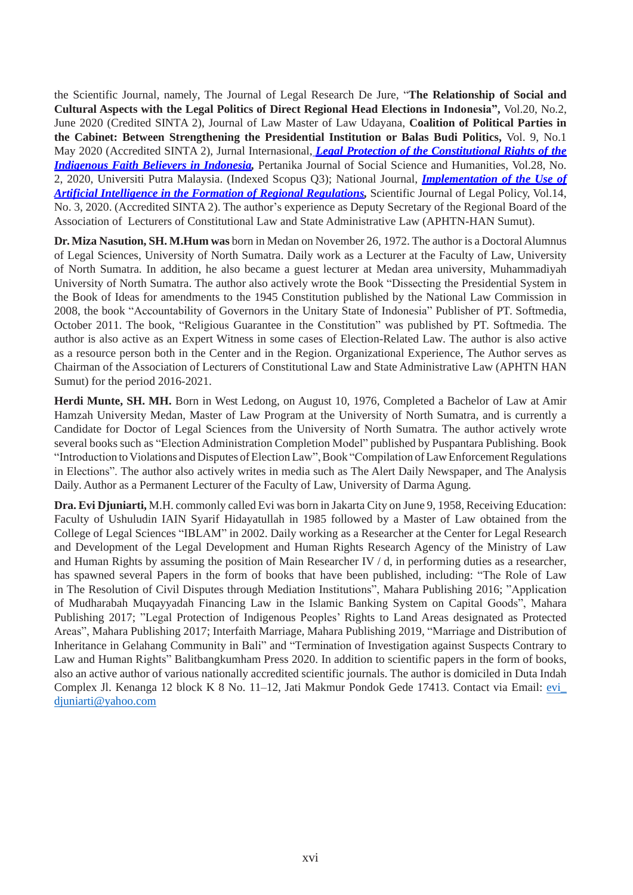the Scientific Journal, namely, The Journal of Legal Research De Jure, "**The Relationship of Social and Cultural Aspects with the Legal Politics of Direct Regional Head Elections in Indonesia",** Vol.20, No.2, June 2020 (Credited SINTA 2), Journal of Law Master of Law Udayana, **Coalition of Political Parties in the Cabinet: Between Strengthening the Presidential Institution or Balas Budi Politics,** Vol. 9, No.1 May 2020 (Accredited SINTA 2), Jurnal Internasional, ***Legal Protection of the Constitutional Rights of the Indigenous Faith Believers in Indonesia,*** Pertanika Journal of Social Science and Humanities, Vol.28, No. 2, 2020, Universiti Putra Malaysia. (Indexed Scopus Q3); National Journal, ***Implementation of the Use of Artificial Intelligence in the Formation of Regional Regulations,*** Scientific Journal of Legal Policy, Vol.14, No. 3, 2020. (Accredited SINTA 2). The author's experience as Deputy Secretary of the Regional Board of the Association of Lecturers of Constitutional Law and State Administrative Law (APHTN-HAN Sumut).

**Dr. Miza Nasution, SH. M.Hum was** born in Medan on November 26, 1972. The author is a Doctoral Alumnus of Legal Sciences, University of North Sumatra. Daily work as a Lecturer at the Faculty of Law, University of North Sumatra. In addition, he also became a guest lecturer at Medan area university, Muhammadiyah University of North Sumatra. The author also actively wrote the Book "Dissecting the Presidential System in the Book of Ideas for amendments to the 1945 Constitution published by the National Law Commission in 2008, the book "Accountability of Governors in the Unitary State of Indonesia" Publisher of PT. Softmedia, October 2011. The book, "Religious Guarantee in the Constitution" was published by PT. Softmedia. The author is also active as an Expert Witness in some cases of Election-Related Law. The author is also active as a resource person both in the Center and in the Region. Organizational Experience, The Author serves as Chairman of the Association of Lecturers of Constitutional Law and State Administrative Law (APHTN HAN Sumut) for the period 2016-2021.

**Herdi Munte, SH. MH.** Born in West Ledong, on August 10, 1976, Completed a Bachelor of Law at Amir Hamzah University Medan, Master of Law Program at the University of North Sumatra, and is currently a Candidate for Doctor of Legal Sciences from the University of North Sumatra. The author actively wrote several books such as "Election Administration Completion Model" published by Puspantara Publishing. Book "Introduction to Violations and Disputes of Election Law", Book "Compilation of Law Enforcement Regulations in Elections". The author also actively writes in media such as The Alert Daily Newspaper, and The Analysis Daily. Author as a Permanent Lecturer of the Faculty of Law, University of Darma Agung.

**Dra. Evi Djuniarti,** M.H. commonly called Evi was born in Jakarta City on June 9, 1958, Receiving Education: Faculty of Ushuludin IAIN Syarif Hidayatullah in 1985 followed by a Master of Law obtained from the College of Legal Sciences "IBLAM" in 2002. Daily working as a Researcher at the Center for Legal Research and Development of the Legal Development and Human Rights Research Agency of the Ministry of Law and Human Rights by assuming the position of Main Researcher IV / d, in performing duties as a researcher, has spawned several Papers in the form of books that have been published, including: "The Role of Law in The Resolution of Civil Disputes through Mediation Institutions", Mahara Publishing 2016; "Application of Mudharabah Muqayyadah Financing Law in the Islamic Banking System on Capital Goods", Mahara Publishing 2017; "Legal Protection of Indigenous Peoples' Rights to Land Areas designated as Protected Areas", Mahara Publishing 2017; Interfaith Marriage, Mahara Publishing 2019, "Marriage and Distribution of Inheritance in Gelahang Community in Bali" and "Termination of Investigation against Suspects Contrary to Law and Human Rights" Balitbangkumham Press 2020. In addition to scientific papers in the form of books, also an active author of various nationally accredited scientific journals. The author is domiciled in Duta Indah Complex Jl. Kenanga 12 block K 8 No. 11–12, Jati Makmur Pondok Gede 17413. Contact via Email: evi_djuniarti@yahoo.com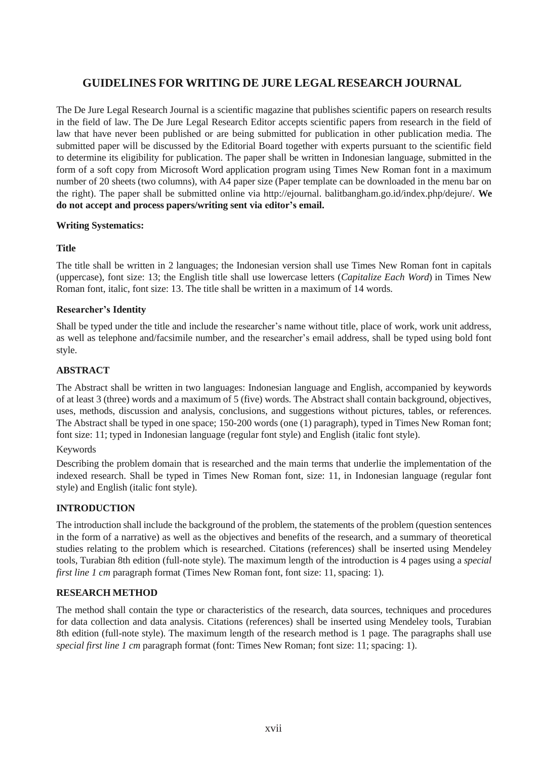# GUIDELINES FOR WRITING DE JURE LEGAL RESEARCH JOURNAL

The De Jure Legal Research Journal is a scientific magazine that publishes scientific papers on research results in the field of law. The De Jure Legal Research Editor accepts scientific papers from research in the field of law that have never been published or are being submitted for publication in other publication media. The submitted paper will be discussed by the Editorial Board together with experts pursuant to the scientific field to determine its eligibility for publication. The paper shall be written in Indonesian language, submitted in the form of a soft copy from Microsoft Word application program using Times New Roman font in a maximum number of 20 sheets (two columns), with A4 paper size (Paper template can be downloaded in the menu bar on the right). The paper shall be submitted online via http://ejournal. balitbangham.go.id/index.php/dejure/. **We do not accept and process papers/writing sent via editor's email.**

**Writing Systematics:**

**Title**

The title shall be written in 2 languages; the Indonesian version shall use Times New Roman font in capitals (uppercase), font size: 13; the English title shall use lowercase letters (*Capitalize Each Word*) in Times New Roman font, italic, font size: 13. The title shall be written in a maximum of 14 words.

**Researcher's Identity**

Shall be typed under the title and include the researcher's name without title, place of work, work unit address, as well as telephone and/facsimile number, and the researcher's email address, shall be typed using bold font style.

**ABSTRACT**

The Abstract shall be written in two languages: Indonesian language and English, accompanied by keywords of at least 3 (three) words and a maximum of 5 (five) words. The Abstract shall contain background, objectives, uses, methods, discussion and analysis, conclusions, and suggestions without pictures, tables, or references. The Abstract shall be typed in one space; 150-200 words (one (1) paragraph), typed in Times New Roman font; font size: 11; typed in Indonesian language (regular font style) and English (italic font style).

Keywords

Describing the problem domain that is researched and the main terms that underlie the implementation of the indexed research. Shall be typed in Times New Roman font, size: 11, in Indonesian language (regular font style) and English (italic font style).

**INTRODUCTION**

The introduction shall include the background of the problem, the statements of the problem (question sentences in the form of a narrative) as well as the objectives and benefits of the research, and a summary of theoretical studies relating to the problem which is researched. Citations (references) shall be inserted using Mendeley tools, Turabian 8th edition (full-note style). The maximum length of the introduction is 4 pages using a *special first line 1 cm* paragraph format (Times New Roman font, font size: 11, spacing: 1).

**RESEARCH METHOD**

The method shall contain the type or characteristics of the research, data sources, techniques and procedures for data collection and data analysis. Citations (references) shall be inserted using Mendeley tools, Turabian 8th edition (full-note style). The maximum length of the research method is 1 page. The paragraphs shall use *special first line 1 cm* paragraph format (font: Times New Roman; font size: 11; spacing: 1).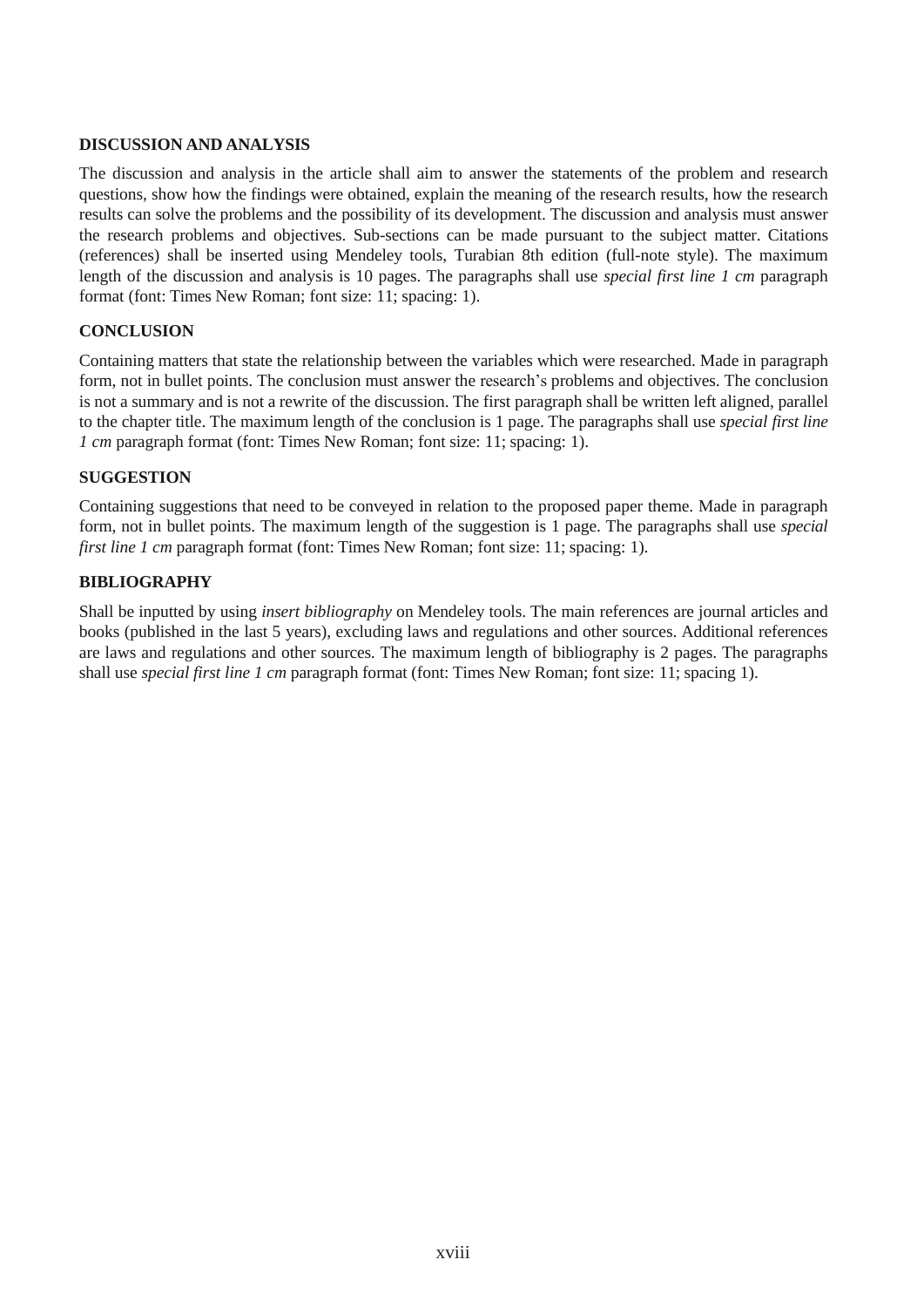## DISCUSSION AND ANALYSIS

The discussion and analysis in the article shall aim to answer the statements of the problem and research questions, show how the findings were obtained, explain the meaning of the research results, how the research results can solve the problems and the possibility of its development. The discussion and analysis must answer the research problems and objectives. Sub-sections can be made pursuant to the subject matter. Citations (references) shall be inserted using Mendeley tools, Turabian 8th edition (full-note style). The maximum length of the discussion and analysis is 10 pages. The paragraphs shall use *special first line 1 cm* paragraph format (font: Times New Roman; font size: 11; spacing: 1).

## CONCLUSION

Containing matters that state the relationship between the variables which were researched. Made in paragraph form, not in bullet points. The conclusion must answer the research's problems and objectives. The conclusion is not a summary and is not a rewrite of the discussion. The first paragraph shall be written left aligned, parallel to the chapter title. The maximum length of the conclusion is 1 page. The paragraphs shall use *special first line 1 cm* paragraph format (font: Times New Roman; font size: 11; spacing: 1).

## SUGGESTION

Containing suggestions that need to be conveyed in relation to the proposed paper theme. Made in paragraph form, not in bullet points. The maximum length of the suggestion is 1 page. The paragraphs shall use *special first line 1 cm* paragraph format (font: Times New Roman; font size: 11; spacing: 1).

## BIBLIOGRAPHY

Shall be inputted by using *insert bibliography* on Mendeley tools. The main references are journal articles and books (published in the last 5 years), excluding laws and regulations and other sources. Additional references are laws and regulations and other sources. The maximum length of bibliography is 2 pages. The paragraphs shall use *special first line 1 cm* paragraph format (font: Times New Roman; font size: 11; spacing 1).